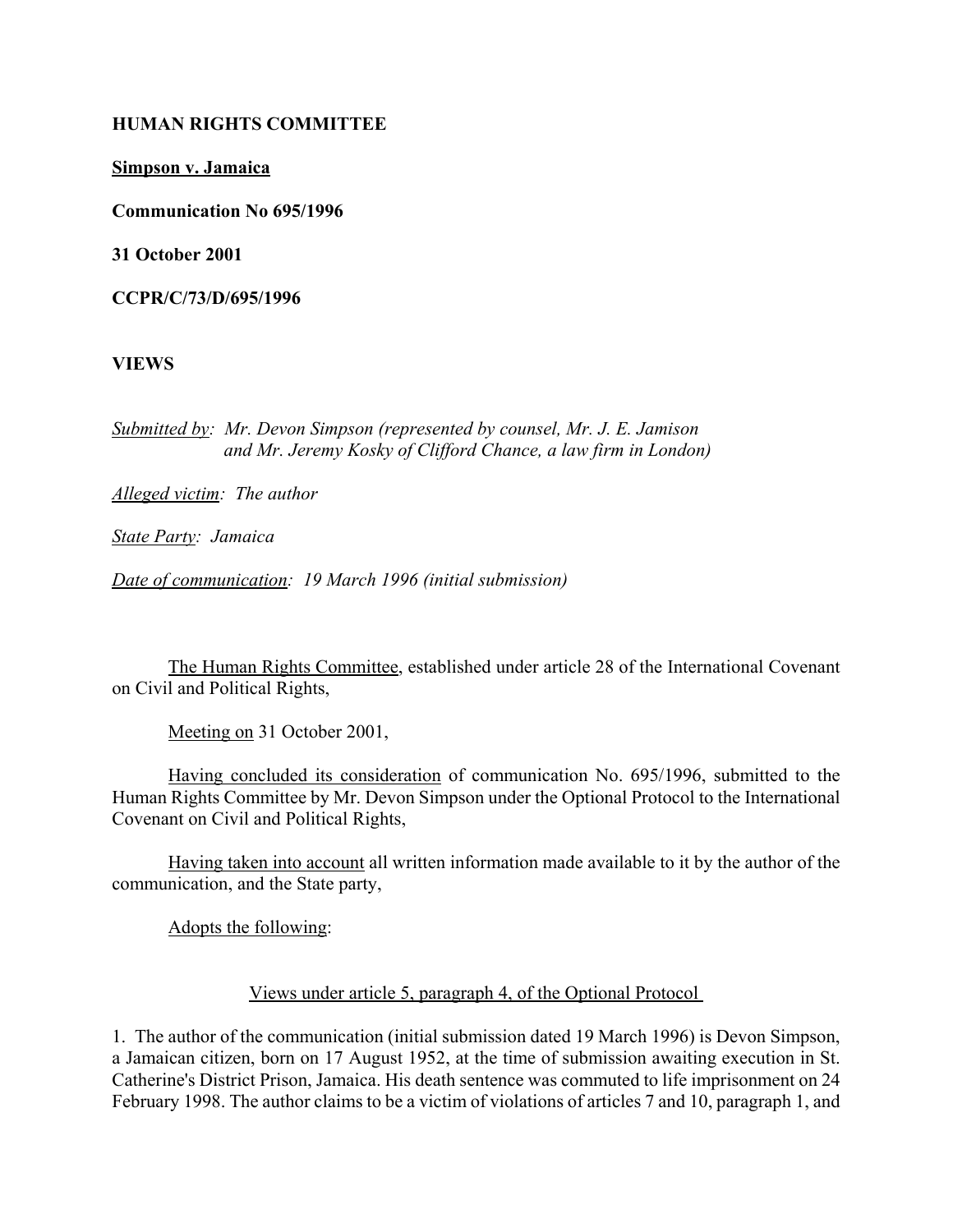**HUMAN RIGHTS COMMITTEE**

**Simpson v. Jamaica**

**Communication No 695/1996**

**31 October 2001**

**CCPR/C/73/D/695/1996**

**VIEWS**

*Submitted by: Mr. Devon Simpson (represented by counsel, Mr. J. E. Jamison and Mr. Jeremy Kosky of Clifford Chance, a law firm in London)*

*Alleged victim: The author*

*State Party: Jamaica*

*Date of communication: 19 March 1996 (initial submission)*

The Human Rights Committee, established under article 28 of the International Covenant on Civil and Political Rights,

Meeting on 31 October 2001,

Having concluded its consideration of communication No. 695/1996, submitted to the Human Rights Committee by Mr. Devon Simpson under the Optional Protocol to the International Covenant on Civil and Political Rights,

Having taken into account all written information made available to it by the author of the communication, and the State party,

Adopts the following:

Views under article 5, paragraph 4, of the Optional Protocol

1. The author of the communication (initial submission dated 19 March 1996) is Devon Simpson, a Jamaican citizen, born on 17 August 1952, at the time of submission awaiting execution in St. Catherine's District Prison, Jamaica. His death sentence was commuted to life imprisonment on 24 February 1998. The author claims to be a victim of violations of articles 7 and 10, paragraph 1, and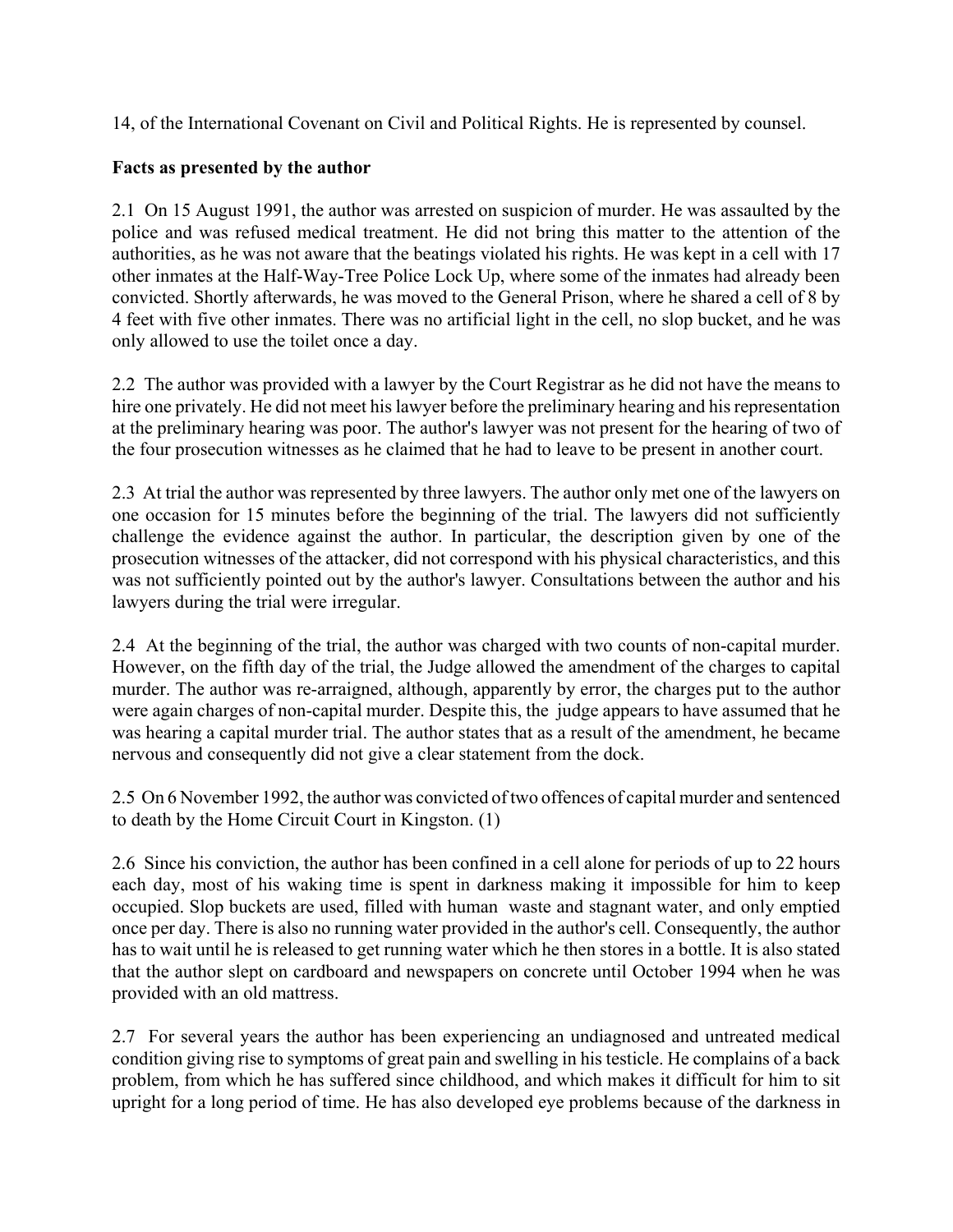14, of the International Covenant on Civil and Political Rights. He is represented by counsel.

**Facts as presented by the author**

2.1 On 15 August 1991, the author was arrested on suspicion of murder. He was assaulted by the police and was refused medical treatment. He did not bring this matter to the attention of the authorities, as he was not aware that the beatings violated his rights. He was kept in a cell with 17 other inmates at the Half-Way-Tree Police Lock Up, where some of the inmates had already been convicted. Shortly afterwards, he was moved to the General Prison, where he shared a cell of 8 by 4 feet with five other inmates. There was no artificial light in the cell, no slop bucket, and he was only allowed to use the toilet once a day.

2.2 The author was provided with a lawyer by the Court Registrar as he did not have the means to hire one privately. He did not meet his lawyer before the preliminary hearing and his representation at the preliminary hearing was poor. The author's lawyer was not present for the hearing of two of the four prosecution witnesses as he claimed that he had to leave to be present in another court.

2.3 At trial the author was represented by three lawyers. The author only met one of the lawyers on one occasion for 15 minutes before the beginning of the trial. The lawyers did not sufficiently challenge the evidence against the author. In particular, the description given by one of the prosecution witnesses of the attacker, did not correspond with his physical characteristics, and this was not sufficiently pointed out by the author's lawyer. Consultations between the author and his lawyers during the trial were irregular.

2.4 At the beginning of the trial, the author was charged with two counts of non-capital murder. However, on the fifth day of the trial, the Judge allowed the amendment of the charges to capital murder. The author was re-arraigned, although, apparently by error, the charges put to the author were again charges of non-capital murder. Despite this, the judge appears to have assumed that he was hearing a capital murder trial. The author states that as a result of the amendment, he became nervous and consequently did not give a clear statement from the dock.

2.5 On 6 November 1992, the author was convicted of two offences of capital murder and sentenced to death by the Home Circuit Court in Kingston. (1)

2.6 Since his conviction, the author has been confined in a cell alone for periods of up to 22 hours each day, most of his waking time is spent in darkness making it impossible for him to keep occupied. Slop buckets are used, filled with human waste and stagnant water, and only emptied once per day. There is also no running water provided in the author's cell. Consequently, the author has to wait until he is released to get running water which he then stores in a bottle. It is also stated that the author slept on cardboard and newspapers on concrete until October 1994 when he was provided with an old mattress.

2.7 For several years the author has been experiencing an undiagnosed and untreated medical condition giving rise to symptoms of great pain and swelling in his testicle. He complains of a back problem, from which he has suffered since childhood, and which makes it difficult for him to sit upright for a long period of time. He has also developed eye problems because of the darkness in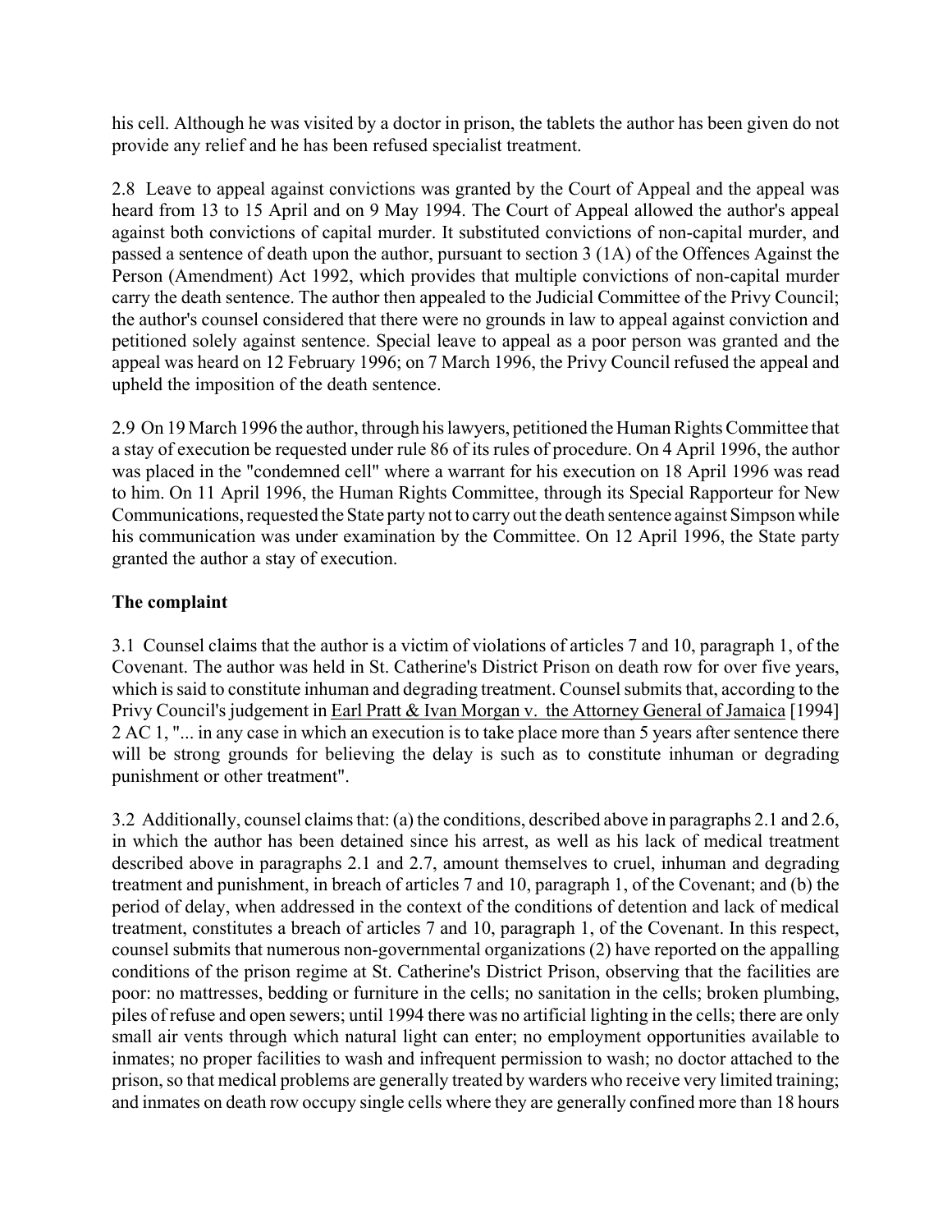his cell. Although he was visited by a doctor in prison, the tablets the author has been given do not provide any relief and he has been refused specialist treatment.

2.8 Leave to appeal against convictions was granted by the Court of Appeal and the appeal was heard from 13 to 15 April and on 9 May 1994. The Court of Appeal allowed the author's appeal against both convictions of capital murder. It substituted convictions of non-capital murder, and passed a sentence of death upon the author, pursuant to section 3 (1A) of the Offences Against the Person (Amendment) Act 1992, which provides that multiple convictions of non-capital murder carry the death sentence. The author then appealed to the Judicial Committee of the Privy Council; the author's counsel considered that there were no grounds in law to appeal against conviction and petitioned solely against sentence. Special leave to appeal as a poor person was granted and the appeal was heard on 12 February 1996; on 7 March 1996, the Privy Council refused the appeal and upheld the imposition of the death sentence.

2.9 On 19 March 1996 the author, through his lawyers, petitioned the Human Rights Committee that a stay of execution be requested under rule 86 of its rules of procedure. On 4 April 1996, the author was placed in the "condemned cell" where a warrant for his execution on 18 April 1996 was read to him. On 11 April 1996, the Human Rights Committee, through its Special Rapporteur for New Communications, requested the State party not to carry out the death sentence against Simpson while his communication was under examination by the Committee. On 12 April 1996, the State party granted the author a stay of execution.

## The complaint

3.1 Counsel claims that the author is a victim of violations of articles 7 and 10, paragraph 1, of the Covenant. The author was held in St. Catherine's District Prison on death row for over five years, which is said to constitute inhuman and degrading treatment. Counsel submits that, according to the Privy Council's judgement in Earl Pratt & Ivan Morgan v. the Attorney General of Jamaica [1994] 2 AC 1, "... in any case in which an execution is to take place more than 5 years after sentence there will be strong grounds for believing the delay is such as to constitute inhuman or degrading punishment or other treatment".

3.2 Additionally, counsel claims that: (a) the conditions, described above in paragraphs 2.1 and 2.6, in which the author has been detained since his arrest, as well as his lack of medical treatment described above in paragraphs 2.1 and 2.7, amount themselves to cruel, inhuman and degrading treatment and punishment, in breach of articles 7 and 10, paragraph 1, of the Covenant; and (b) the period of delay, when addressed in the context of the conditions of detention and lack of medical treatment, constitutes a breach of articles 7 and 10, paragraph 1, of the Covenant. In this respect, counsel submits that numerous non-governmental organizations (2) have reported on the appalling conditions of the prison regime at St. Catherine's District Prison, observing that the facilities are poor: no mattresses, bedding or furniture in the cells; no sanitation in the cells; broken plumbing, piles of refuse and open sewers; until 1994 there was no artificial lighting in the cells; there are only small air vents through which natural light can enter; no employment opportunities available to inmates; no proper facilities to wash and infrequent permission to wash; no doctor attached to the prison, so that medical problems are generally treated by warders who receive very limited training; and inmates on death row occupy single cells where they are generally confined more than 18 hours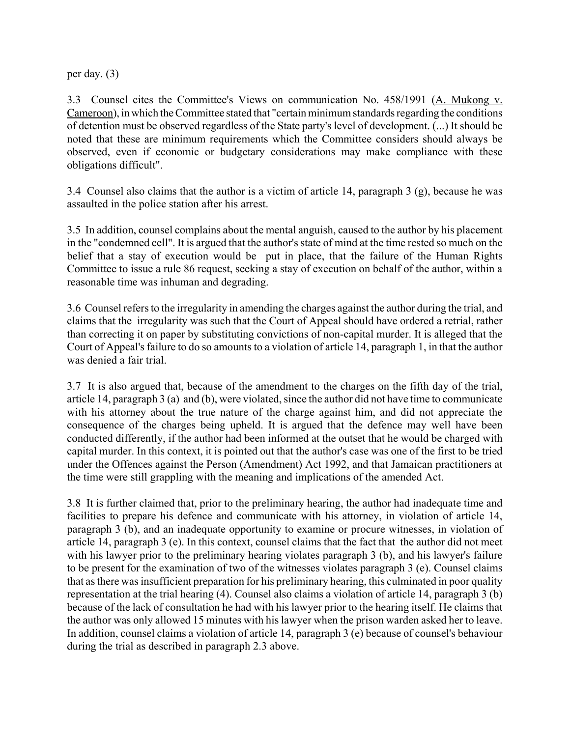per day. (3)

3.3 Counsel cites the Committee's Views on communication No. 458/1991 (A. Mukong v. Cameroon), in which the Committee stated that "certain minimum standards regarding the conditions of detention must be observed regardless of the State party's level of development. (...) It should be noted that these are minimum requirements which the Committee considers should always be observed, even if economic or budgetary considerations may make compliance with these obligations difficult".

3.4 Counsel also claims that the author is a victim of article 14, paragraph 3 (g), because he was assaulted in the police station after his arrest.

3.5 In addition, counsel complains about the mental anguish, caused to the author by his placement in the "condemned cell". It is argued that the author's state of mind at the time rested so much on the belief that a stay of execution would be put in place, that the failure of the Human Rights Committee to issue a rule 86 request, seeking a stay of execution on behalf of the author, within a reasonable time was inhuman and degrading.

3.6 Counsel refers to the irregularity in amending the charges against the author during the trial, and claims that the irregularity was such that the Court of Appeal should have ordered a retrial, rather than correcting it on paper by substituting convictions of non-capital murder. It is alleged that the Court of Appeal's failure to do so amounts to a violation of article 14, paragraph 1, in that the author was denied a fair trial.

3.7 It is also argued that, because of the amendment to the charges on the fifth day of the trial, article 14, paragraph 3 (a) and (b), were violated, since the author did not have time to communicate with his attorney about the true nature of the charge against him, and did not appreciate the consequence of the charges being upheld. It is argued that the defence may well have been conducted differently, if the author had been informed at the outset that he would be charged with capital murder. In this context, it is pointed out that the author's case was one of the first to be tried under the Offences against the Person (Amendment) Act 1992, and that Jamaican practitioners at the time were still grappling with the meaning and implications of the amended Act.

3.8 It is further claimed that, prior to the preliminary hearing, the author had inadequate time and facilities to prepare his defence and communicate with his attorney, in violation of article 14, paragraph 3 (b), and an inadequate opportunity to examine or procure witnesses, in violation of article 14, paragraph 3 (e). In this context, counsel claims that the fact that the author did not meet with his lawyer prior to the preliminary hearing violates paragraph 3 (b), and his lawyer's failure to be present for the examination of two of the witnesses violates paragraph 3 (e). Counsel claims that as there was insufficient preparation for his preliminary hearing, this culminated in poor quality representation at the trial hearing (4). Counsel also claims a violation of article 14, paragraph 3 (b) because of the lack of consultation he had with his lawyer prior to the hearing itself. He claims that the author was only allowed 15 minutes with his lawyer when the prison warden asked her to leave. In addition, counsel claims a violation of article 14, paragraph 3 (e) because of counsel's behaviour during the trial as described in paragraph 2.3 above.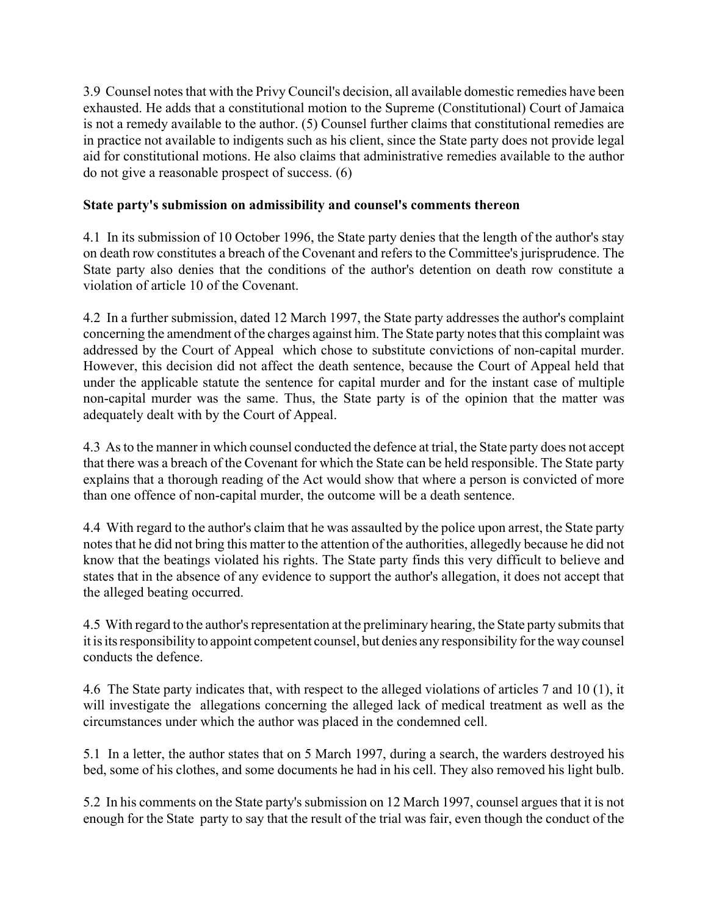3.9 Counsel notes that with the Privy Council's decision, all available domestic remedies have been exhausted. He adds that a constitutional motion to the Supreme (Constitutional) Court of Jamaica is not a remedy available to the author. (5) Counsel further claims that constitutional remedies are in practice not available to indigents such as his client, since the State party does not provide legal aid for constitutional motions. He also claims that administrative remedies available to the author do not give a reasonable prospect of success. (6)

**State party's submission on admissibility and counsel's comments thereon**

4.1 In its submission of 10 October 1996, the State party denies that the length of the author's stay on death row constitutes a breach of the Covenant and refers to the Committee's jurisprudence. The State party also denies that the conditions of the author's detention on death row constitute a violation of article 10 of the Covenant.

4.2 In a further submission, dated 12 March 1997, the State party addresses the author's complaint concerning the amendment of the charges against him. The State party notes that this complaint was addressed by the Court of Appeal which chose to substitute convictions of non-capital murder. However, this decision did not affect the death sentence, because the Court of Appeal held that under the applicable statute the sentence for capital murder and for the instant case of multiple non-capital murder was the same. Thus, the State party is of the opinion that the matter was adequately dealt with by the Court of Appeal.

4.3 As to the manner in which counsel conducted the defence at trial, the State party does not accept that there was a breach of the Covenant for which the State can be held responsible. The State party explains that a thorough reading of the Act would show that where a person is convicted of more than one offence of non-capital murder, the outcome will be a death sentence.

4.4 With regard to the author's claim that he was assaulted by the police upon arrest, the State party notes that he did not bring this matter to the attention of the authorities, allegedly because he did not know that the beatings violated his rights. The State party finds this very difficult to believe and states that in the absence of any evidence to support the author's allegation, it does not accept that the alleged beating occurred.

4.5 With regard to the author's representation at the preliminary hearing, the State party submits that it is its responsibility to appoint competent counsel, but denies any responsibility for the way counsel conducts the defence.

4.6 The State party indicates that, with respect to the alleged violations of articles 7 and 10 (1), it will investigate the allegations concerning the alleged lack of medical treatment as well as the circumstances under which the author was placed in the condemned cell.

5.1 In a letter, the author states that on 5 March 1997, during a search, the warders destroyed his bed, some of his clothes, and some documents he had in his cell. They also removed his light bulb.

5.2 In his comments on the State party's submission on 12 March 1997, counsel argues that it is not enough for the State party to say that the result of the trial was fair, even though the conduct of the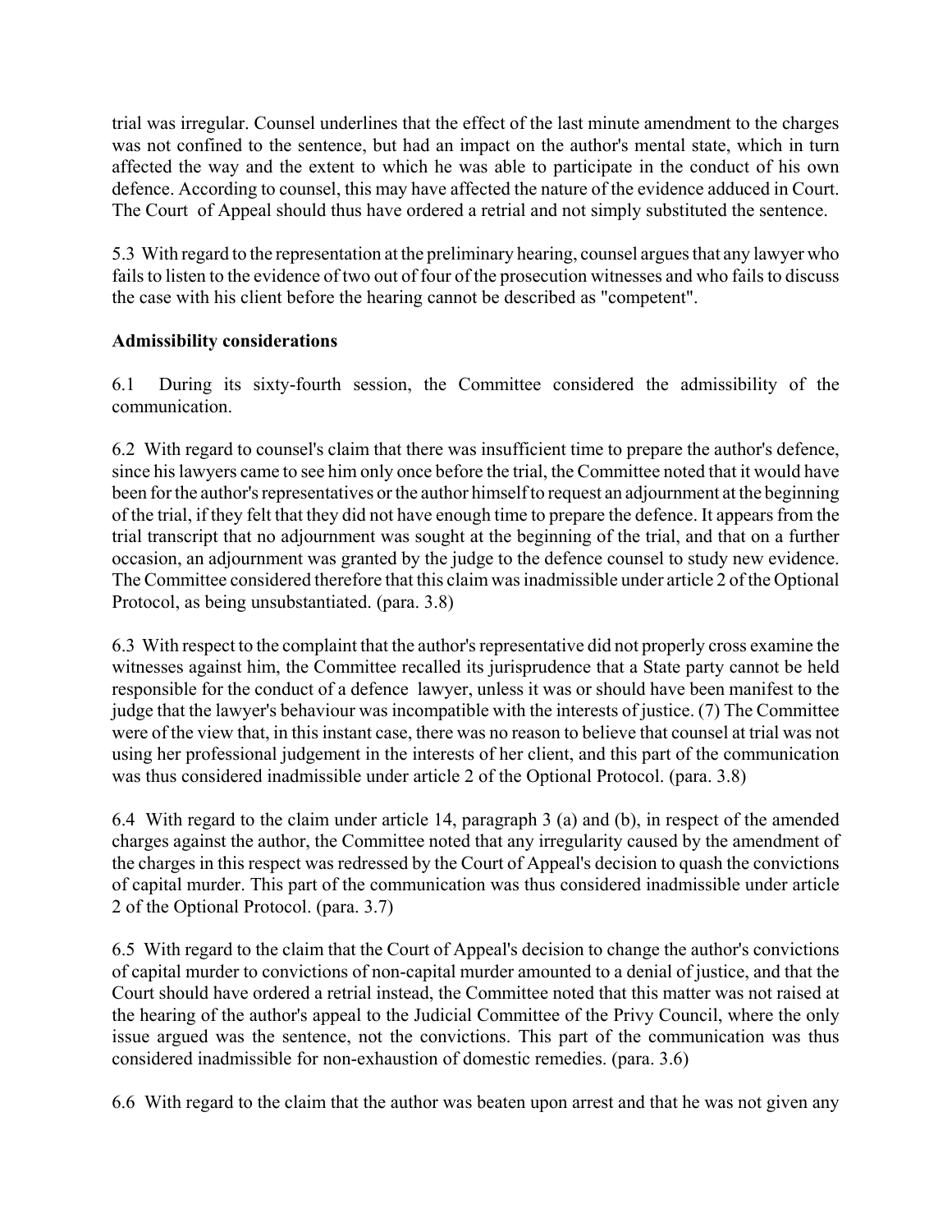trial was irregular. Counsel underlines that the effect of the last minute amendment to the charges was not confined to the sentence, but had an impact on the author's mental state, which in turn affected the way and the extent to which he was able to participate in the conduct of his own defence. According to counsel, this may have affected the nature of the evidence adduced in Court. The Court of Appeal should thus have ordered a retrial and not simply substituted the sentence.

5.3 With regard to the representation at the preliminary hearing, counsel argues that any lawyer who fails to listen to the evidence of two out of four of the prosecution witnesses and who fails to discuss the case with his client before the hearing cannot be described as "competent".

**Admissibility considerations**

6.1 During its sixty-fourth session, the Committee considered the admissibility of the communication.

6.2 With regard to counsel's claim that there was insufficient time to prepare the author's defence, since his lawyers came to see him only once before the trial, the Committee noted that it would have been for the author's representatives or the author himself to request an adjournment at the beginning of the trial, if they felt that they did not have enough time to prepare the defence. It appears from the trial transcript that no adjournment was sought at the beginning of the trial, and that on a further occasion, an adjournment was granted by the judge to the defence counsel to study new evidence. The Committee considered therefore that this claim was inadmissible under article 2 of the Optional Protocol, as being unsubstantiated. (para. 3.8)

6.3 With respect to the complaint that the author's representative did not properly cross examine the witnesses against him, the Committee recalled its jurisprudence that a State party cannot be held responsible for the conduct of a defence lawyer, unless it was or should have been manifest to the judge that the lawyer's behaviour was incompatible with the interests of justice. (7) The Committee were of the view that, in this instant case, there was no reason to believe that counsel at trial was not using her professional judgement in the interests of her client, and this part of the communication was thus considered inadmissible under article 2 of the Optional Protocol. (para. 3.8)

6.4 With regard to the claim under article 14, paragraph 3 (a) and (b), in respect of the amended charges against the author, the Committee noted that any irregularity caused by the amendment of the charges in this respect was redressed by the Court of Appeal's decision to quash the convictions of capital murder. This part of the communication was thus considered inadmissible under article 2 of the Optional Protocol. (para. 3.7)

6.5 With regard to the claim that the Court of Appeal's decision to change the author's convictions of capital murder to convictions of non-capital murder amounted to a denial of justice, and that the Court should have ordered a retrial instead, the Committee noted that this matter was not raised at the hearing of the author's appeal to the Judicial Committee of the Privy Council, where the only issue argued was the sentence, not the convictions. This part of the communication was thus considered inadmissible for non-exhaustion of domestic remedies. (para. 3.6)

6.6 With regard to the claim that the author was beaten upon arrest and that he was not given any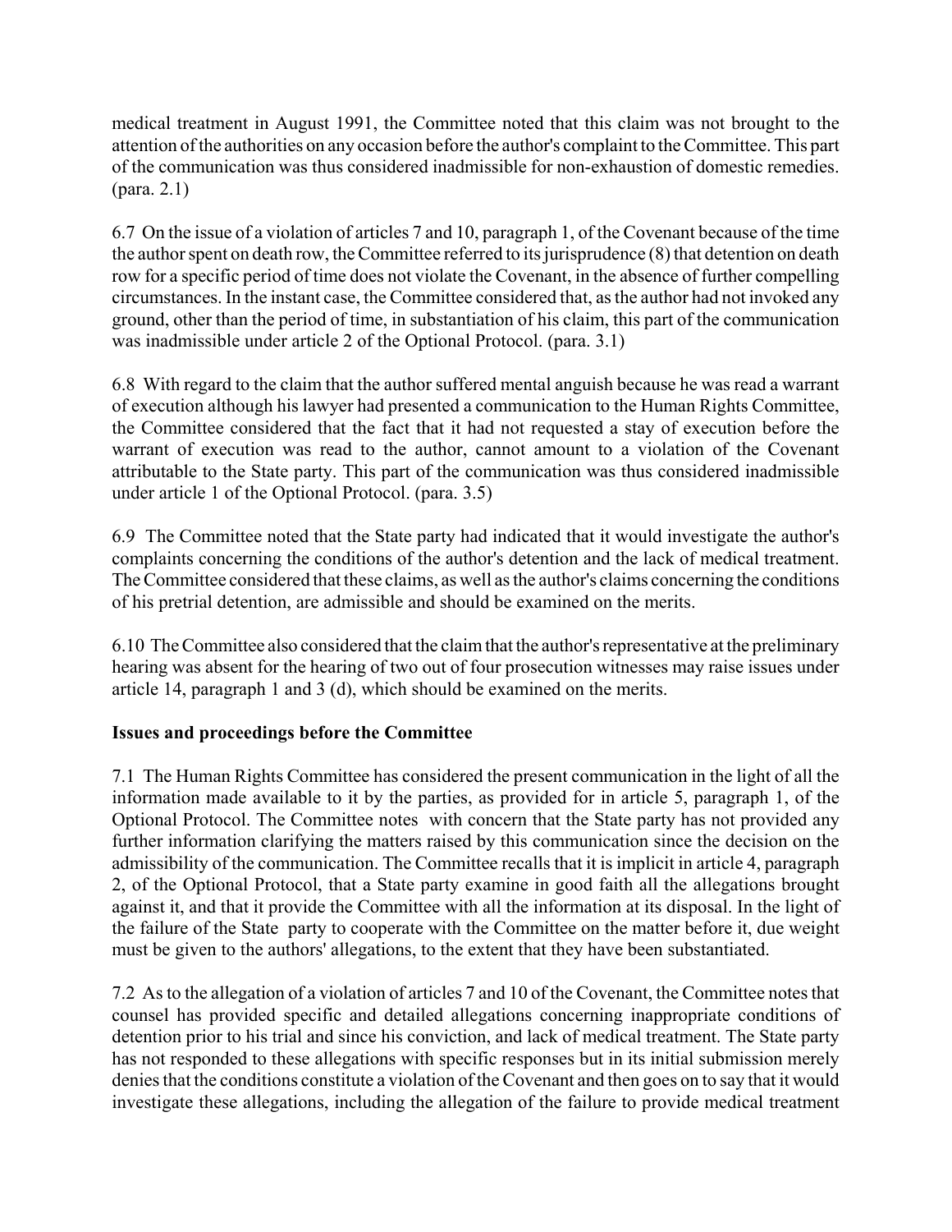medical treatment in August 1991, the Committee noted that this claim was not brought to the attention of the authorities on any occasion before the author's complaint to the Committee. This part of the communication was thus considered inadmissible for non-exhaustion of domestic remedies. (para. 2.1)

6.7 On the issue of a violation of articles 7 and 10, paragraph 1, of the Covenant because of the time the author spent on death row, the Committee referred to its jurisprudence (8) that detention on death row for a specific period of time does not violate the Covenant, in the absence of further compelling circumstances. In the instant case, the Committee considered that, as the author had not invoked any ground, other than the period of time, in substantiation of his claim, this part of the communication was inadmissible under article 2 of the Optional Protocol. (para. 3.1)

6.8 With regard to the claim that the author suffered mental anguish because he was read a warrant of execution although his lawyer had presented a communication to the Human Rights Committee, the Committee considered that the fact that it had not requested a stay of execution before the warrant of execution was read to the author, cannot amount to a violation of the Covenant attributable to the State party. This part of the communication was thus considered inadmissible under article 1 of the Optional Protocol. (para. 3.5)

6.9 The Committee noted that the State party had indicated that it would investigate the author's complaints concerning the conditions of the author's detention and the lack of medical treatment. The Committee considered that these claims, as well as the author's claims concerning the conditions of his pretrial detention, are admissible and should be examined on the merits.

6.10 The Committee also considered that the claim that the author's representative at the preliminary hearing was absent for the hearing of two out of four prosecution witnesses may raise issues under article 14, paragraph 1 and 3 (d), which should be examined on the merits.

**Issues and proceedings before the Committee**

7.1 The Human Rights Committee has considered the present communication in the light of all the information made available to it by the parties, as provided for in article 5, paragraph 1, of the Optional Protocol. The Committee notes with concern that the State party has not provided any further information clarifying the matters raised by this communication since the decision on the admissibility of the communication. The Committee recalls that it is implicit in article 4, paragraph 2, of the Optional Protocol, that a State party examine in good faith all the allegations brought against it, and that it provide the Committee with all the information at its disposal. In the light of the failure of the State party to cooperate with the Committee on the matter before it, due weight must be given to the authors' allegations, to the extent that they have been substantiated.

7.2 As to the allegation of a violation of articles 7 and 10 of the Covenant, the Committee notes that counsel has provided specific and detailed allegations concerning inappropriate conditions of detention prior to his trial and since his conviction, and lack of medical treatment. The State party has not responded to these allegations with specific responses but in its initial submission merely denies that the conditions constitute a violation of the Covenant and then goes on to say that it would investigate these allegations, including the allegation of the failure to provide medical treatment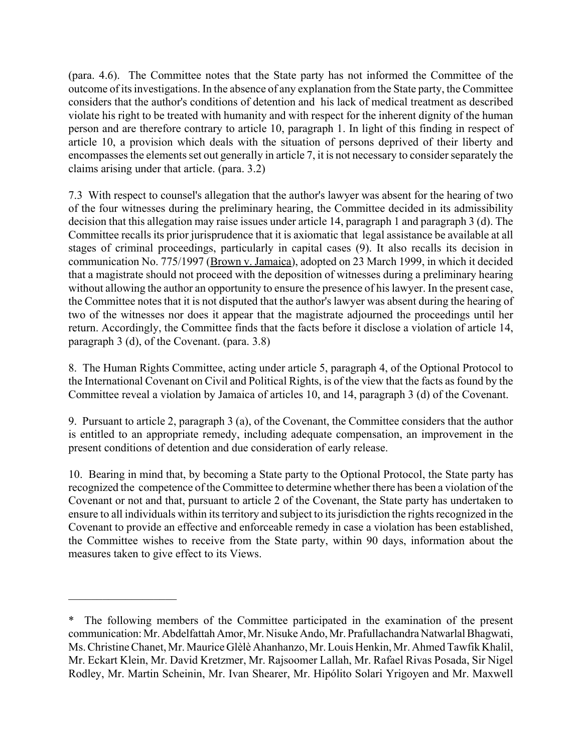(para. 4.6). The Committee notes that the State party has not informed the Committee of the outcome of its investigations. In the absence of any explanation from the State party, the Committee considers that the author's conditions of detention and his lack of medical treatment as described violate his right to be treated with humanity and with respect for the inherent dignity of the human person and are therefore contrary to article 10, paragraph 1. In light of this finding in respect of article 10, a provision which deals with the situation of persons deprived of their liberty and encompasses the elements set out generally in article 7, it is not necessary to consider separately the claims arising under that article. (para. 3.2)

7.3 With respect to counsel's allegation that the author's lawyer was absent for the hearing of two of the four witnesses during the preliminary hearing, the Committee decided in its admissibility decision that this allegation may raise issues under article 14, paragraph 1 and paragraph 3 (d). The Committee recalls its prior jurisprudence that it is axiomatic that legal assistance be available at all stages of criminal proceedings, particularly in capital cases (9). It also recalls its decision in communication No. 775/1997 (Brown v. Jamaica), adopted on 23 March 1999, in which it decided that a magistrate should not proceed with the deposition of witnesses during a preliminary hearing without allowing the author an opportunity to ensure the presence of his lawyer. In the present case, the Committee notes that it is not disputed that the author's lawyer was absent during the hearing of two of the witnesses nor does it appear that the magistrate adjourned the proceedings until her return. Accordingly, the Committee finds that the facts before it disclose a violation of article 14, paragraph 3 (d), of the Covenant. (para. 3.8)

8. The Human Rights Committee, acting under article 5, paragraph 4, of the Optional Protocol to the International Covenant on Civil and Political Rights, is of the view that the facts as found by the Committee reveal a violation by Jamaica of articles 10, and 14, paragraph 3 (d) of the Covenant.

9. Pursuant to article 2, paragraph 3 (a), of the Covenant, the Committee considers that the author is entitled to an appropriate remedy, including adequate compensation, an improvement in the present conditions of detention and due consideration of early release.

10. Bearing in mind that, by becoming a State party to the Optional Protocol, the State party has recognized the competence of the Committee to determine whether there has been a violation of the Covenant or not and that, pursuant to article 2 of the Covenant, the State party has undertaken to ensure to all individuals within its territory and subject to its jurisdiction the rights recognized in the Covenant to provide an effective and enforceable remedy in case a violation has been established, the Committee wishes to receive from the State party, within 90 days, information about the measures taken to give effect to its Views.

---

\* The following members of the Committee participated in the examination of the present communication: Mr. Abdelfattah Amor, Mr. Nisuke Ando, Mr. Prafullachandra Natwarlal Bhagwati, Ms. Christine Chanet, Mr. Maurice Glèlè Ahanhanzo, Mr. Louis Henkin, Mr. Ahmed Tawfik Khalil, Mr. Eckart Klein, Mr. David Kretzmer, Mr. Rajsoomer Lallah, Mr. Rafael Rivas Posada, Sir Nigel Rodley, Mr. Martin Scheinin, Mr. Ivan Shearer, Mr. Hipólito Solari Yrigoyen and Mr. Maxwell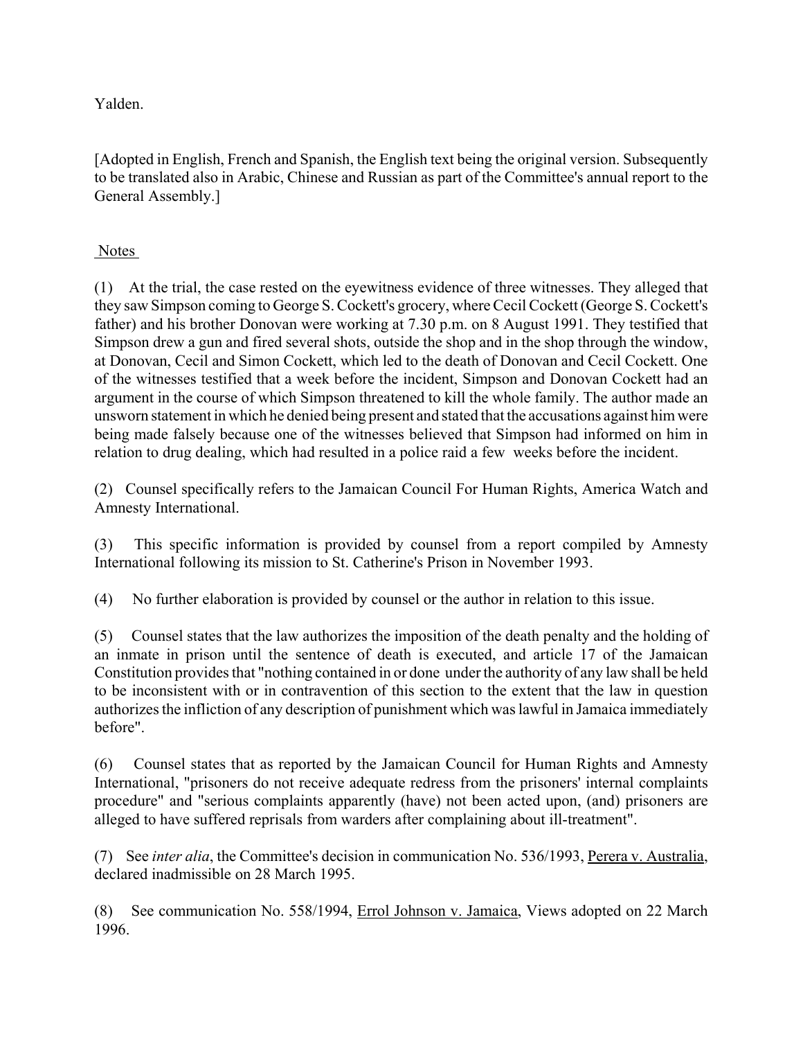Yalden.

[Adopted in English, French and Spanish, the English text being the original version. Subsequently to be translated also in Arabic, Chinese and Russian as part of the Committee's annual report to the General Assembly.]

Notes

(1) At the trial, the case rested on the eyewitness evidence of three witnesses. They alleged that they saw Simpson coming to George S. Cockett's grocery, where Cecil Cockett (George S. Cockett's father) and his brother Donovan were working at 7.30 p.m. on 8 August 1991. They testified that Simpson drew a gun and fired several shots, outside the shop and in the shop through the window, at Donovan, Cecil and Simon Cockett, which led to the death of Donovan and Cecil Cockett. One of the witnesses testified that a week before the incident, Simpson and Donovan Cockett had an argument in the course of which Simpson threatened to kill the whole family. The author made an unsworn statement in which he denied being present and stated that the accusations against him were being made falsely because one of the witnesses believed that Simpson had informed on him in relation to drug dealing, which had resulted in a police raid a few weeks before the incident.

(2) Counsel specifically refers to the Jamaican Council For Human Rights, America Watch and Amnesty International.

(3) This specific information is provided by counsel from a report compiled by Amnesty International following its mission to St. Catherine's Prison in November 1993.

(4) No further elaboration is provided by counsel or the author in relation to this issue.

(5) Counsel states that the law authorizes the imposition of the death penalty and the holding of an inmate in prison until the sentence of death is executed, and article 17 of the Jamaican Constitution provides that "nothing contained in or done under the authority of any law shall be held to be inconsistent with or in contravention of this section to the extent that the law in question authorizes the infliction of any description of punishment which was lawful in Jamaica immediately before".

(6) Counsel states that as reported by the Jamaican Council for Human Rights and Amnesty International, "prisoners do not receive adequate redress from the prisoners' internal complaints procedure" and "serious complaints apparently (have) not been acted upon, (and) prisoners are alleged to have suffered reprisals from warders after complaining about ill-treatment".

(7) See *inter alia*, the Committee's decision in communication No. 536/1993, Perera v. Australia, declared inadmissible on 28 March 1995.

(8) See communication No. 558/1994, Errol Johnson v. Jamaica, Views adopted on 22 March 1996.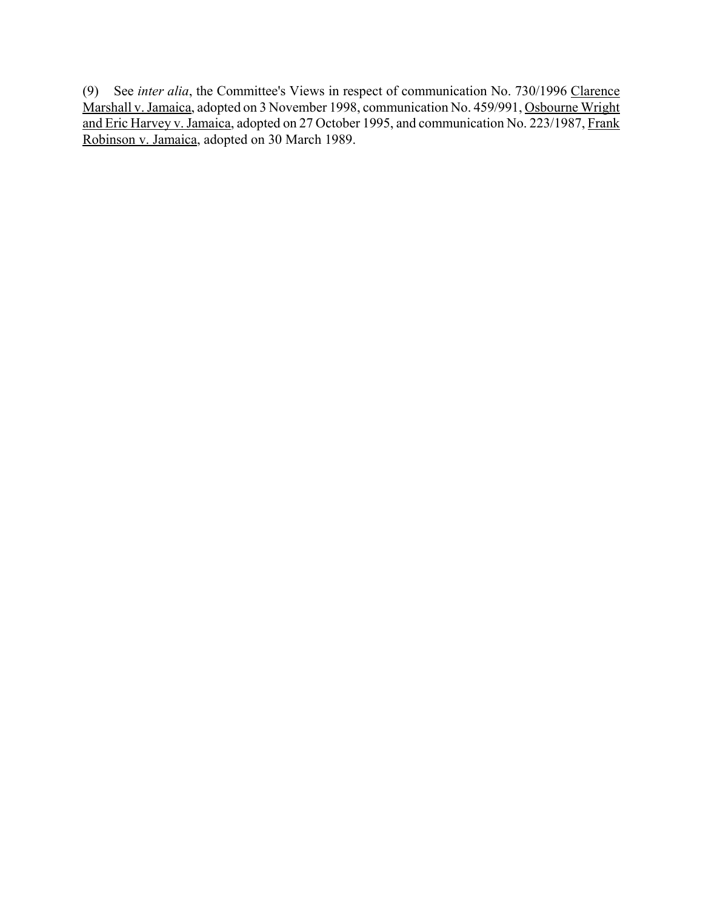(9) See *inter alia*, the Committee's Views in respect of communication No. 730/1996 <u>Clarence Marshall v. Jamaica</u>, adopted on 3 November 1998, communication No. 459/991, <u>Osbourne Wright and Eric Harvey v. Jamaica</u>, adopted on 27 October 1995, and communication No. 223/1987, <u>Frank Robinson v. Jamaica</u>, adopted on 30 March 1989.